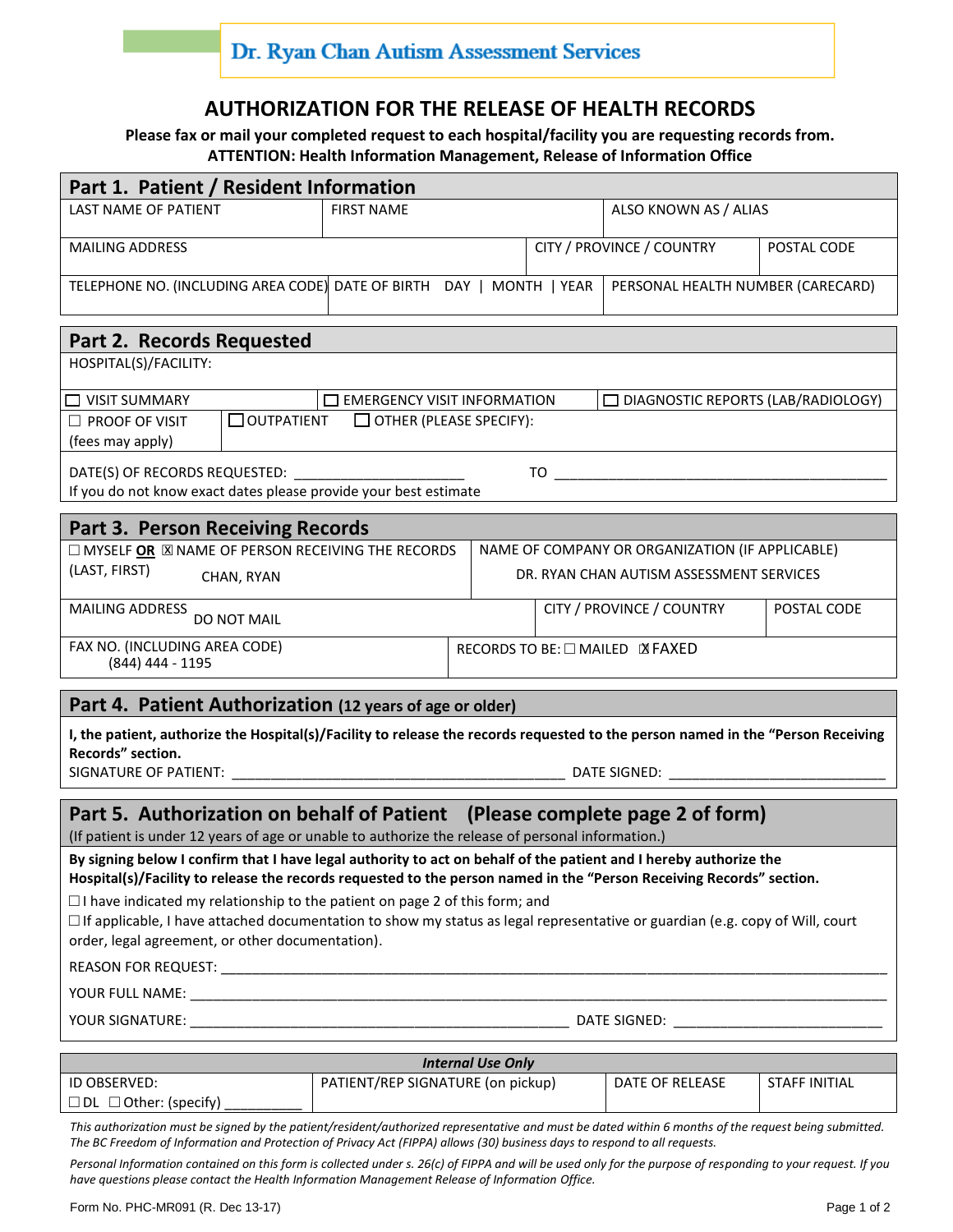**Dr. Ryan Chan Autism Assessment Services**

# AUTHORIZATION FOR THE RELEASE OF HEALTH RECORDS

**Please fax or mail your completed request to each hospital/facility you are requesting records from.**
**ATTENTION: Health Information Management, Release of Information Office**

## Part 1. Patient / Resident Information

| LAST NAME OF PATIENT | FIRST NAME | ALSO KNOWN AS / ALIAS |
|---|---|---|
| | | |

| MAILING ADDRESS | CITY / PROVINCE / COUNTRY | POSTAL CODE |
|---|---|---|
| | | |

| TELEPHONE NO. (INCLUDING AREA CODE) | DATE OF BIRTH DAY \| MONTH \| YEAR | PERSONAL HEALTH NUMBER (CARECARD) |
|---|---|---|
| | | |

## Part 2. Records Requested

HOSPITAL(S)/FACILITY:

☐ VISIT SUMMARY ☐ EMERGENCY VISIT INFORMATION ☐ DIAGNOSTIC REPORTS (LAB/RADIOLOGY)

☐ PROOF OF VISIT (fees may apply) ☐ OUTPATIENT ☐ OTHER (PLEASE SPECIFY):

DATE(S) OF RECORDS REQUESTED: ______________________ TO ______________________________________________

If you do not know exact dates please provide your best estimate

## Part 3. Person Receiving Records

| ☐ MYSELF **OR** ☒ NAME OF PERSON RECEIVING THE RECORDS (LAST, FIRST) | NAME OF COMPANY OR ORGANIZATION (IF APPLICABLE) |
|---|---|
| CHAN, RYAN | DR. RYAN CHAN AUTISM ASSESSMENT SERVICES |

| MAILING ADDRESS | CITY / PROVINCE / COUNTRY | POSTAL CODE |
|---|---|---|
| DO NOT MAIL | | |

| FAX NO. (INCLUDING AREA CODE) | RECORDS TO BE: ☐ MAILED ☒ FAXED |
|---|---|
| (844) 444 - 1195 | |

## Part 4. Patient Authorization (12 years of age or older)

**I, the patient, authorize the Hospital(s)/Facility to release the records requested to the person named in the "Person Receiving Records" section.**

SIGNATURE OF PATIENT: ___________________________________________ DATE SIGNED: ____________________________

## Part 5. Authorization on behalf of Patient (Please complete page 2 of form)

(If patient is under 12 years of age or unable to authorize the release of personal information.)

**By signing below I confirm that I have legal authority to act on behalf of the patient and I hereby authorize the Hospital(s)/Facility to release the records requested to the person named in the "Person Receiving Records" section.**

☐ I have indicated my relationship to the patient on page 2 of this form; and

☐ If applicable, I have attached documentation to show my status as legal representative or guardian (e.g. copy of Will, court order, legal agreement, or other documentation).

REASON FOR REQUEST: ________________________________________________________________________________________

YOUR FULL NAME: __________________________________________________________________________________________

YOUR SIGNATURE: __________________________________________________ DATE SIGNED: ___________________________

| *Internal Use Only* | | | |
|---|---|---|---|
| ID OBSERVED: ☐ DL ☐ Other: (specify) __________ | PATIENT/REP SIGNATURE (on pickup) | DATE OF RELEASE | STAFF INITIAL |

*This authorization must be signed by the patient/resident/authorized representative and must be dated within 6 months of the request being submitted. The BC Freedom of Information and Protection of Privacy Act (FIPPA) allows (30) business days to respond to all requests.*

*Personal Information contained on this form is collected under s. 26(c) of FIPPA and will be used only for the purpose of responding to your request. If you have questions please contact the Health Information Management Release of Information Office.*

Form No. PHC-MR091 (R. Dec 13-17)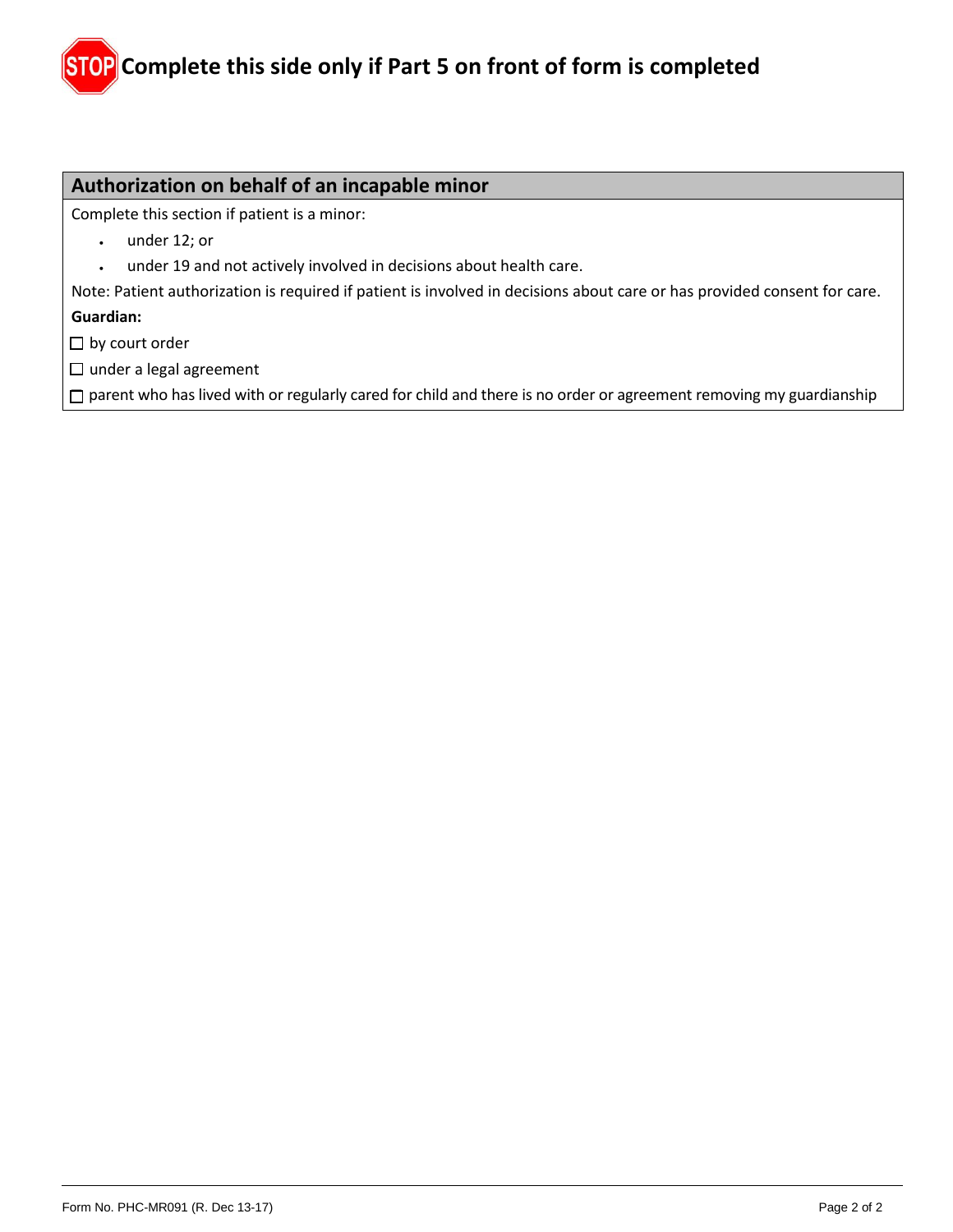**STOP** **Complete this side only if Part 5 on front of form is completed**

## Authorization on behalf of an incapable minor

Complete this section if patient is a minor:

- under 12; or
- under 19 and not actively involved in decisions about health care.

Note: Patient authorization is required if patient is involved in decisions about care or has provided consent for care.

**Guardian:**

☐ by court order

☐ under a legal agreement

☐ parent who has lived with or regularly cared for child and there is no order or agreement removing my guardianship

Form No. PHC-MR091 (R. Dec 13-17)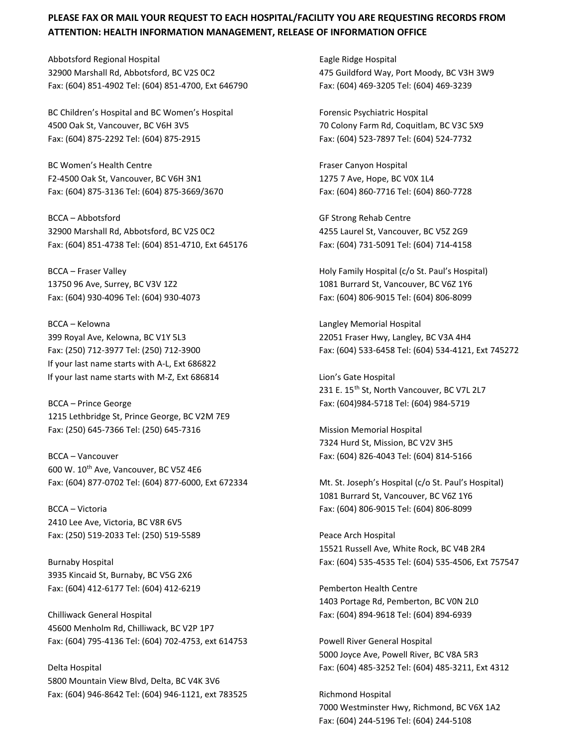**PLEASE FAX OR MAIL YOUR REQUEST TO EACH HOSPITAL/FACILITY YOU ARE REQUESTING RECORDS FROM ATTENTION: HEALTH INFORMATION MANAGEMENT, RELEASE OF INFORMATION OFFICE**

Abbotsford Regional Hospital
32900 Marshall Rd, Abbotsford, BC V2S 0C2
Fax: (604) 851-4902 Tel: (604) 851-4700, Ext 646790

BC Children's Hospital and BC Women's Hospital
4500 Oak St, Vancouver, BC V6H 3V5
Fax: (604) 875-2292 Tel: (604) 875-2915

BC Women's Health Centre
F2-4500 Oak St, Vancouver, BC V6H 3N1
Fax: (604) 875-3136 Tel: (604) 875-3669/3670

BCCA – Abbotsford
32900 Marshall Rd, Abbotsford, BC V2S 0C2
Fax: (604) 851-4738 Tel: (604) 851-4710, Ext 645176

BCCA – Fraser Valley
13750 96 Ave, Surrey, BC V3V 1Z2
Fax: (604) 930-4096 Tel: (604) 930-4073

BCCA – Kelowna
399 Royal Ave, Kelowna, BC V1Y 5L3
Fax: (250) 712-3977 Tel: (250) 712-3900
If your last name starts with A-L, Ext 686822
If your last name starts with M-Z, Ext 686814

BCCA – Prince George
1215 Lethbridge St, Prince George, BC V2M 7E9
Fax: (250) 645-7366 Tel: (250) 645-7316

BCCA – Vancouver
600 W. 10th Ave, Vancouver, BC V5Z 4E6
Fax: (604) 877-0702 Tel: (604) 877-6000, Ext 672334

BCCA – Victoria
2410 Lee Ave, Victoria, BC V8R 6V5
Fax: (250) 519-2033 Tel: (250) 519-5589

Burnaby Hospital
3935 Kincaid St, Burnaby, BC V5G 2X6
Fax: (604) 412-6177 Tel: (604) 412-6219

Chilliwack General Hospital
45600 Menholm Rd, Chilliwack, BC V2P 1P7
Fax: (604) 795-4136 Tel: (604) 702-4753, ext 614753

Delta Hospital
5800 Mountain View Blvd, Delta, BC V4K 3V6
Fax: (604) 946-8642 Tel: (604) 946-1121, ext 783525

Eagle Ridge Hospital
475 Guildford Way, Port Moody, BC V3H 3W9
Fax: (604) 469-3205 Tel: (604) 469-3239

Forensic Psychiatric Hospital
70 Colony Farm Rd, Coquitlam, BC V3C 5X9
Fax: (604) 523-7897 Tel: (604) 524-7732

Fraser Canyon Hospital
1275 7 Ave, Hope, BC V0X 1L4
Fax: (604) 860-7716 Tel: (604) 860-7728

GF Strong Rehab Centre
4255 Laurel St, Vancouver, BC V5Z 2G9
Fax: (604) 731-5091 Tel: (604) 714-4158

Holy Family Hospital (c/o St. Paul's Hospital)
1081 Burrard St, Vancouver, BC V6Z 1Y6
Fax: (604) 806-9015 Tel: (604) 806-8099

Langley Memorial Hospital
22051 Fraser Hwy, Langley, BC V3A 4H4
Fax: (604) 533-6458 Tel: (604) 534-4121, Ext 745272

Lion's Gate Hospital
231 E. 15th St, North Vancouver, BC V7L 2L7
Fax: (604)984-5718 Tel: (604) 984-5719

Mission Memorial Hospital
7324 Hurd St, Mission, BC V2V 3H5
Fax: (604) 826-4043 Tel: (604) 814-5166

Mt. St. Joseph's Hospital (c/o St. Paul's Hospital)
1081 Burrard St, Vancouver, BC V6Z 1Y6
Fax: (604) 806-9015 Tel: (604) 806-8099

Peace Arch Hospital
15521 Russell Ave, White Rock, BC V4B 2R4
Fax: (604) 535-4535 Tel: (604) 535-4506, Ext 757547

Pemberton Health Centre
1403 Portage Rd, Pemberton, BC V0N 2L0
Fax: (604) 894-9618 Tel: (604) 894-6939

Powell River General Hospital
5000 Joyce Ave, Powell River, BC V8A 5R3
Fax: (604) 485-3252 Tel: (604) 485-3211, Ext 4312

Richmond Hospital
7000 Westminster Hwy, Richmond, BC V6X 1A2
Fax: (604) 244-5196 Tel: (604) 244-5108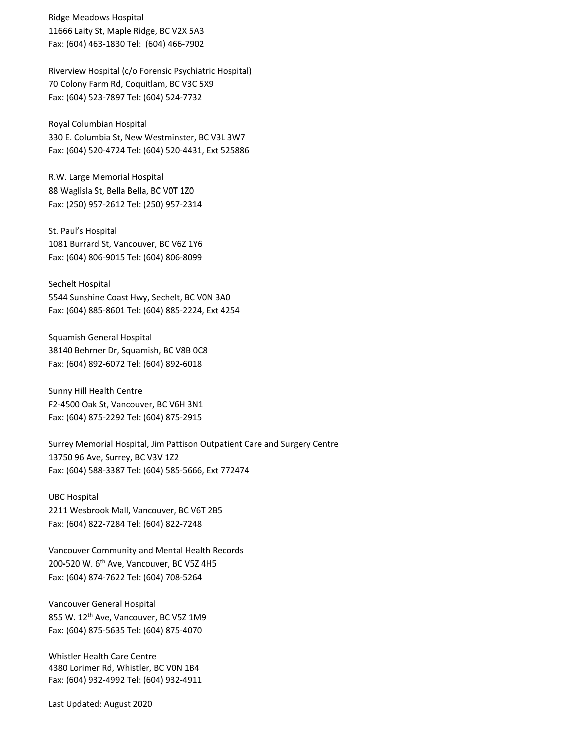Ridge Meadows Hospital
11666 Laity St, Maple Ridge, BC V2X 5A3
Fax: (604) 463-1830 Tel: (604) 466-7902

Riverview Hospital (c/o Forensic Psychiatric Hospital)
70 Colony Farm Rd, Coquitlam, BC V3C 5X9
Fax: (604) 523-7897 Tel: (604) 524-7732

Royal Columbian Hospital
330 E. Columbia St, New Westminster, BC V3L 3W7
Fax: (604) 520-4724 Tel: (604) 520-4431, Ext 525886

R.W. Large Memorial Hospital
88 Waglisla St, Bella Bella, BC V0T 1Z0
Fax: (250) 957-2612 Tel: (250) 957-2314

St. Paul's Hospital
1081 Burrard St, Vancouver, BC V6Z 1Y6
Fax: (604) 806-9015 Tel: (604) 806-8099

Sechelt Hospital
5544 Sunshine Coast Hwy, Sechelt, BC V0N 3A0
Fax: (604) 885-8601 Tel: (604) 885-2224, Ext 4254

Squamish General Hospital
38140 Behrner Dr, Squamish, BC V8B 0C8
Fax: (604) 892-6072 Tel: (604) 892-6018

Sunny Hill Health Centre
F2-4500 Oak St, Vancouver, BC V6H 3N1
Fax: (604) 875-2292 Tel: (604) 875-2915

Surrey Memorial Hospital, Jim Pattison Outpatient Care and Surgery Centre
13750 96 Ave, Surrey, BC V3V 1Z2
Fax: (604) 588-3387 Tel: (604) 585-5666, Ext 772474

UBC Hospital
2211 Wesbrook Mall, Vancouver, BC V6T 2B5
Fax: (604) 822-7284 Tel: (604) 822-7248

Vancouver Community and Mental Health Records
200-520 W. 6th Ave, Vancouver, BC V5Z 4H5
Fax: (604) 874-7622 Tel: (604) 708-5264

Vancouver General Hospital
855 W. 12th Ave, Vancouver, BC V5Z 1M9
Fax: (604) 875-5635 Tel: (604) 875-4070

Whistler Health Care Centre
4380 Lorimer Rd, Whistler, BC V0N 1B4
Fax: (604) 932-4992 Tel: (604) 932-4911

Last Updated: August 2020